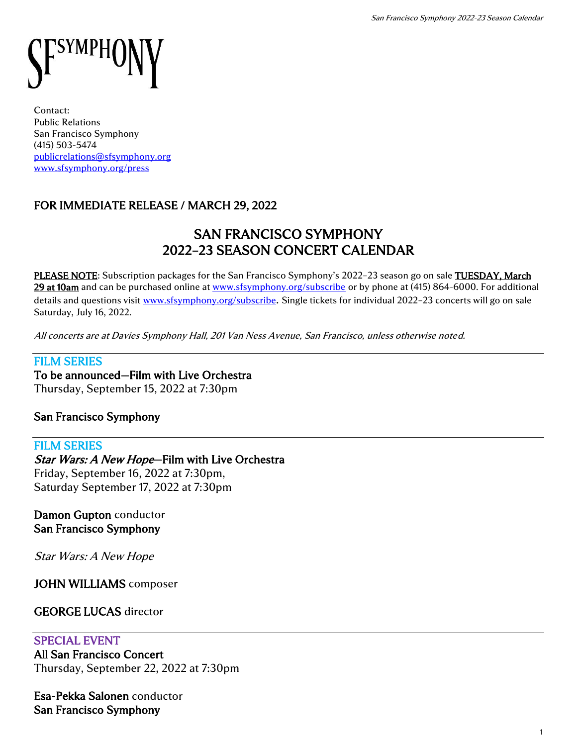SFSYMPHONY

Contact:
Public Relations
San Francisco Symphony
(415) 503-5474
publicrelations@sfsymphony.org
www.sfsymphony.org/press

## FOR IMMEDIATE RELEASE / MARCH 29, 2022

# SAN FRANCISCO SYMPHONY
# 2022–23 SEASON CONCERT CALENDAR

PLEASE NOTE: Subscription packages for the San Francisco Symphony's 2022–23 season go on sale **TUESDAY, March 29 at 10am** and can be purchased online at www.sfsymphony.org/subscribe or by phone at (415) 864-6000. For additional details and questions visit www.sfsymphony.org/subscribe. Single tickets for individual 2022–23 concerts will go on sale Saturday, July 16, 2022.

*All concerts are at Davies Symphony Hall, 201 Van Ness Avenue, San Francisco, unless otherwise noted.*

---

### FILM SERIES

**To be announced—Film with Live Orchestra**
Thursday, September 15, 2022 at 7:30pm

**San Francisco Symphony**

---

### FILM SERIES

***Star Wars: A New Hope*—Film with Live Orchestra**
Friday, September 16, 2022 at 7:30pm,
Saturday September 17, 2022 at 7:30pm

**Damon Gupton** conductor
**San Francisco Symphony**

*Star Wars: A New Hope*

**JOHN WILLIAMS** composer

**GEORGE LUCAS** director

---

### SPECIAL EVENT

**All San Francisco Concert**
Thursday, September 22, 2022 at 7:30pm

**Esa-Pekka Salonen** conductor
**San Francisco Symphony**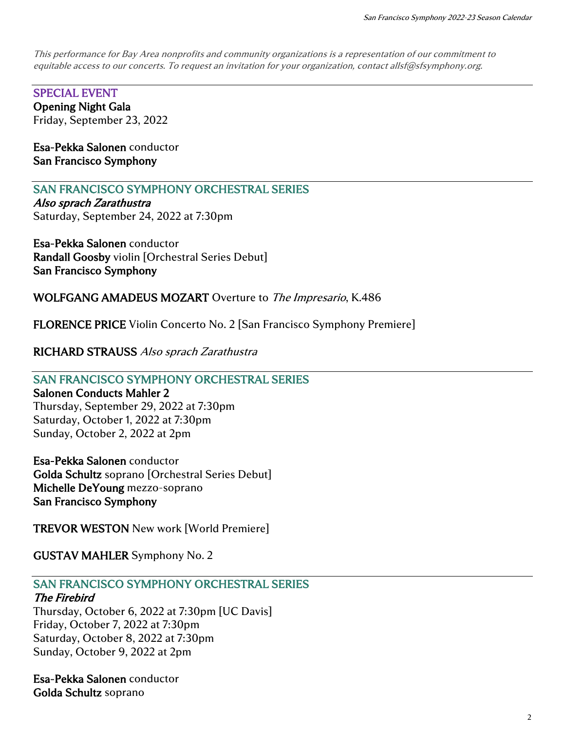*This performance for Bay Area nonprofits and community organizations is a representation of our commitment to equitable access to our concerts. To request an invitation for your organization, contact allsf@sfsymphony.org.*

---

SPECIAL EVENT
**Opening Night Gala**
Friday, September 23, 2022

**Esa-Pekka Salonen** conductor
**San Francisco Symphony**

---

SAN FRANCISCO SYMPHONY ORCHESTRAL SERIES
***Also sprach Zarathustra***
Saturday, September 24, 2022 at 7:30pm

**Esa-Pekka Salonen** conductor
**Randall Goosby** violin [Orchestral Series Debut]
**San Francisco Symphony**

**WOLFGANG AMADEUS MOZART** Overture to *The Impresario*, K.486

**FLORENCE PRICE** Violin Concerto No. 2 [San Francisco Symphony Premiere]

**RICHARD STRAUSS** *Also sprach Zarathustra*

---

SAN FRANCISCO SYMPHONY ORCHESTRAL SERIES
**Salonen Conducts Mahler 2**
Thursday, September 29, 2022 at 7:30pm
Saturday, October 1, 2022 at 7:30pm
Sunday, October 2, 2022 at 2pm

**Esa-Pekka Salonen** conductor
**Golda Schultz** soprano [Orchestral Series Debut]
**Michelle DeYoung** mezzo-soprano
**San Francisco Symphony**

**TREVOR WESTON** New work [World Premiere]

**GUSTAV MAHLER** Symphony No. 2

---

SAN FRANCISCO SYMPHONY ORCHESTRAL SERIES
***The Firebird***
Thursday, October 6, 2022 at 7:30pm [UC Davis]
Friday, October 7, 2022 at 7:30pm
Saturday, October 8, 2022 at 7:30pm
Sunday, October 9, 2022 at 2pm

**Esa-Pekka Salonen** conductor
**Golda Schultz** soprano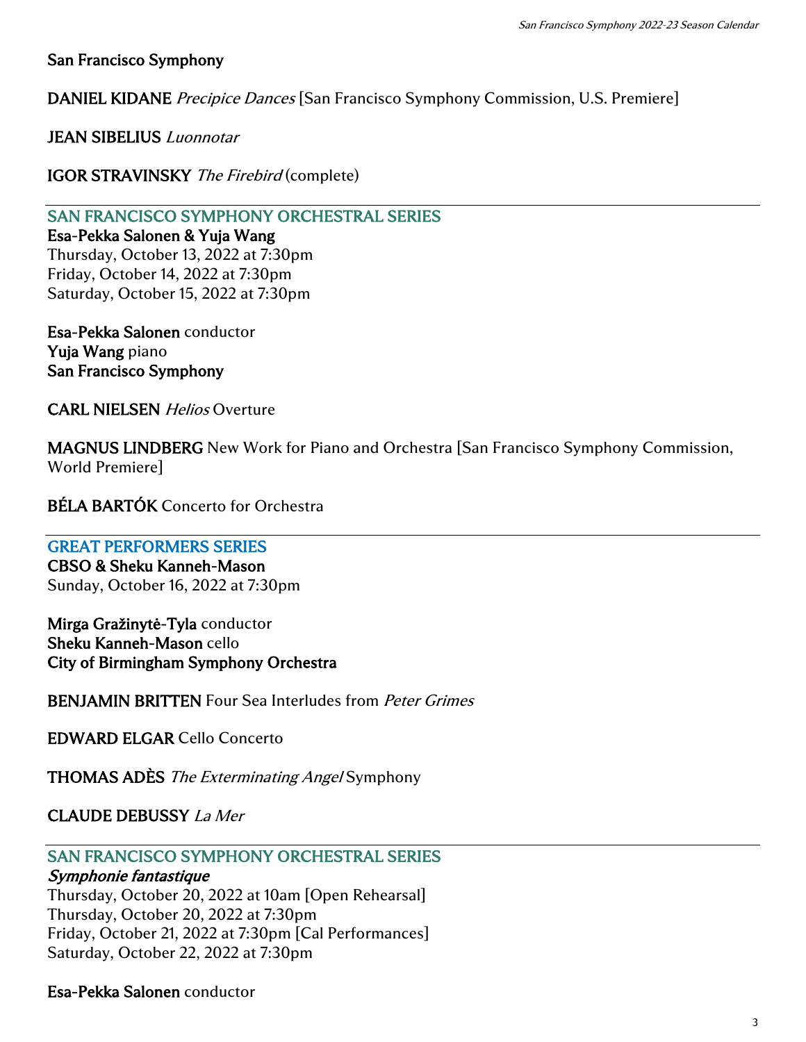**San Francisco Symphony**

**DANIEL KIDANE** *Precipice Dances* [San Francisco Symphony Commission, U.S. Premiere]

**JEAN SIBELIUS** *Luonnotar*

**IGOR STRAVINSKY** *The Firebird* (complete)

---

## SAN FRANCISCO SYMPHONY ORCHESTRAL SERIES

**Esa-Pekka Salonen & Yuja Wang**
Thursday, October 13, 2022 at 7:30pm
Friday, October 14, 2022 at 7:30pm
Saturday, October 15, 2022 at 7:30pm

**Esa-Pekka Salonen** conductor
**Yuja Wang** piano
**San Francisco Symphony**

**CARL NIELSEN** *Helios* Overture

**MAGNUS LINDBERG** New Work for Piano and Orchestra [San Francisco Symphony Commission, World Premiere]

**BÉLA BARTÓK** Concerto for Orchestra

---

## GREAT PERFORMERS SERIES

**CBSO & Sheku Kanneh-Mason**
Sunday, October 16, 2022 at 7:30pm

**Mirga Gražinytė-Tyla** conductor
**Sheku Kanneh-Mason** cello
**City of Birmingham Symphony Orchestra**

**BENJAMIN BRITTEN** Four Sea Interludes from *Peter Grimes*

**EDWARD ELGAR** Cello Concerto

**THOMAS ADÈS** *The Exterminating Angel* Symphony

**CLAUDE DEBUSSY** *La Mer*

---

## SAN FRANCISCO SYMPHONY ORCHESTRAL SERIES

***Symphonie fantastique***
Thursday, October 20, 2022 at 10am [Open Rehearsal]
Thursday, October 20, 2022 at 7:30pm
Friday, October 21, 2022 at 7:30pm [Cal Performances]
Saturday, October 22, 2022 at 7:30pm

**Esa-Pekka Salonen** conductor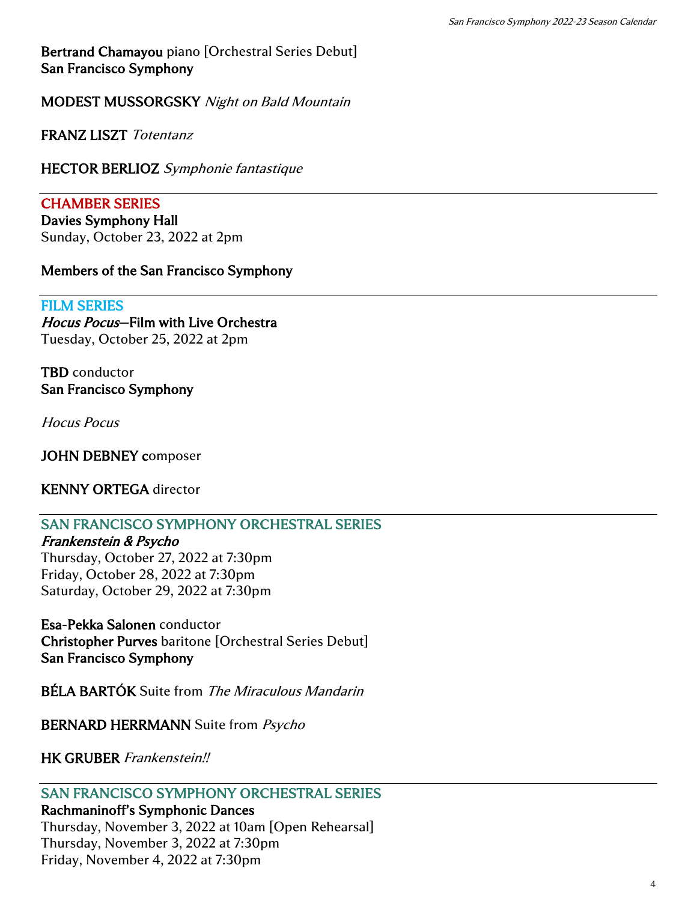**Bertrand Chamayou** piano [Orchestral Series Debut]
**San Francisco Symphony**

**MODEST MUSSORGSKY** *Night on Bald Mountain*

**FRANZ LISZT** *Totentanz*

**HECTOR BERLIOZ** *Symphonie fantastique*

---

## CHAMBER SERIES

**Davies Symphony Hall**
Sunday, October 23, 2022 at 2pm

**Members of the San Francisco Symphony**

---

## FILM SERIES

***Hocus Pocus*—Film with Live Orchestra**
Tuesday, October 25, 2022 at 2pm

**TBD** conductor
**San Francisco Symphony**

*Hocus Pocus*

**JOHN DEBNEY c**omposer

**KENNY ORTEGA** director

---

## SAN FRANCISCO SYMPHONY ORCHESTRAL SERIES

***Frankenstein & Psycho***
Thursday, October 27, 2022 at 7:30pm
Friday, October 28, 2022 at 7:30pm
Saturday, October 29, 2022 at 7:30pm

**Esa-Pekka Salonen** conductor
**Christopher Purves** baritone [Orchestral Series Debut]
**San Francisco Symphony**

**BÉLA BARTÓK** Suite from *The Miraculous Mandarin*

**BERNARD HERRMANN** Suite from *Psycho*

**HK GRUBER** *Frankenstein!!*

---

## SAN FRANCISCO SYMPHONY ORCHESTRAL SERIES

**Rachmaninoff's Symphonic Dances**
Thursday, November 3, 2022 at 10am [Open Rehearsal]
Thursday, November 3, 2022 at 7:30pm
Friday, November 4, 2022 at 7:30pm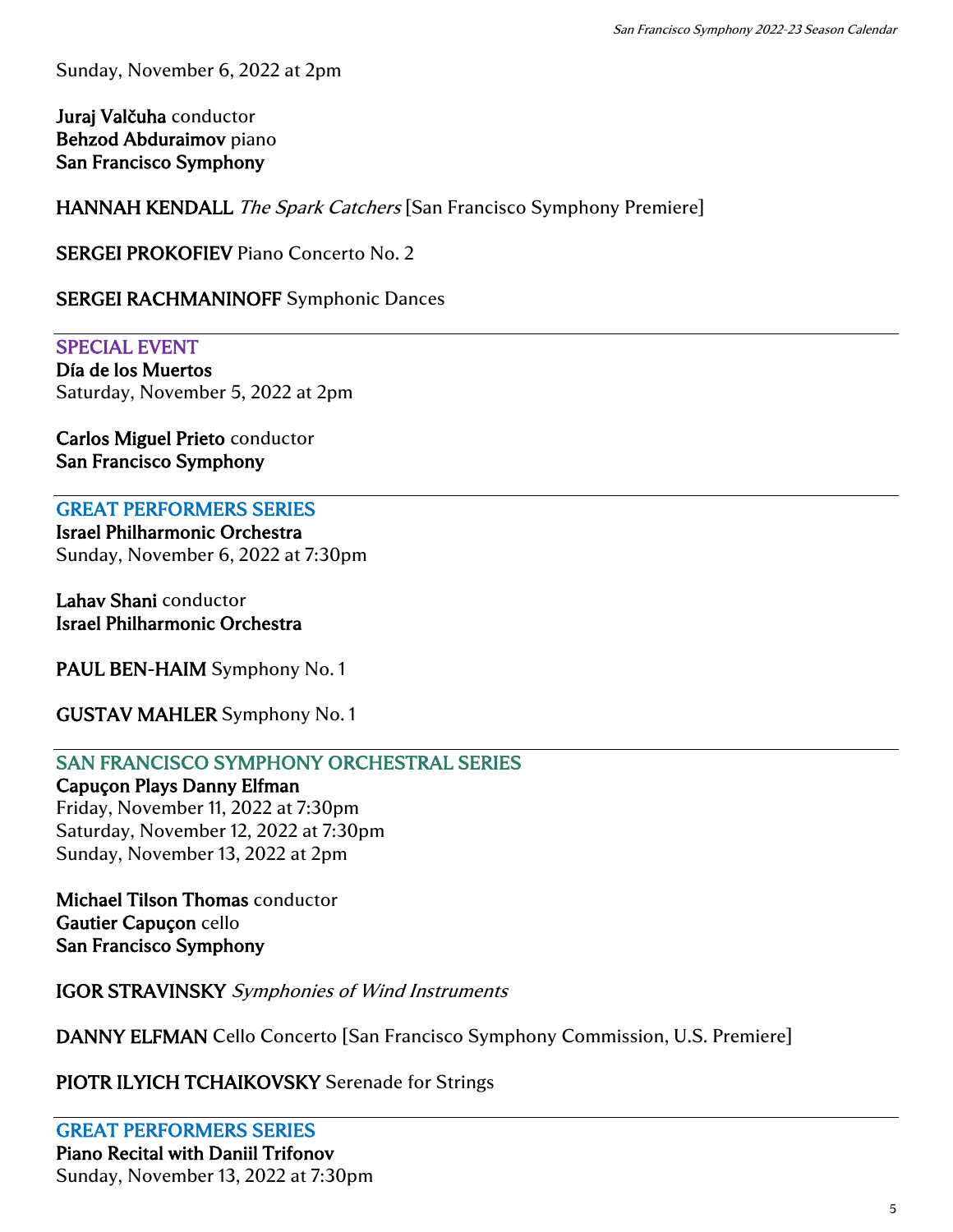Sunday, November 6, 2022 at 2pm

**Juraj Valčuha** conductor
**Behzod Abduraimov** piano
**San Francisco Symphony**

**HANNAH KENDALL** *The Spark Catchers* [San Francisco Symphony Premiere]

**SERGEI PROKOFIEV** Piano Concerto No. 2

**SERGEI RACHMANINOFF** Symphonic Dances

---

SPECIAL EVENT
**Día de los Muertos**
Saturday, November 5, 2022 at 2pm

**Carlos Miguel Prieto** conductor
**San Francisco Symphony**

---

GREAT PERFORMERS SERIES
**Israel Philharmonic Orchestra**
Sunday, November 6, 2022 at 7:30pm

**Lahav Shani** conductor
**Israel Philharmonic Orchestra**

**PAUL BEN-HAIM** Symphony No. 1

**GUSTAV MAHLER** Symphony No. 1

---

SAN FRANCISCO SYMPHONY ORCHESTRAL SERIES
**Capuçon Plays Danny Elfman**
Friday, November 11, 2022 at 7:30pm
Saturday, November 12, 2022 at 7:30pm
Sunday, November 13, 2022 at 2pm

**Michael Tilson Thomas** conductor
**Gautier Capuçon** cello
**San Francisco Symphony**

**IGOR STRAVINSKY** *Symphonies of Wind Instruments*

**DANNY ELFMAN** Cello Concerto [San Francisco Symphony Commission, U.S. Premiere]

**PIOTR ILYICH TCHAIKOVSKY** Serenade for Strings

---

GREAT PERFORMERS SERIES
**Piano Recital with Daniil Trifonov**
Sunday, November 13, 2022 at 7:30pm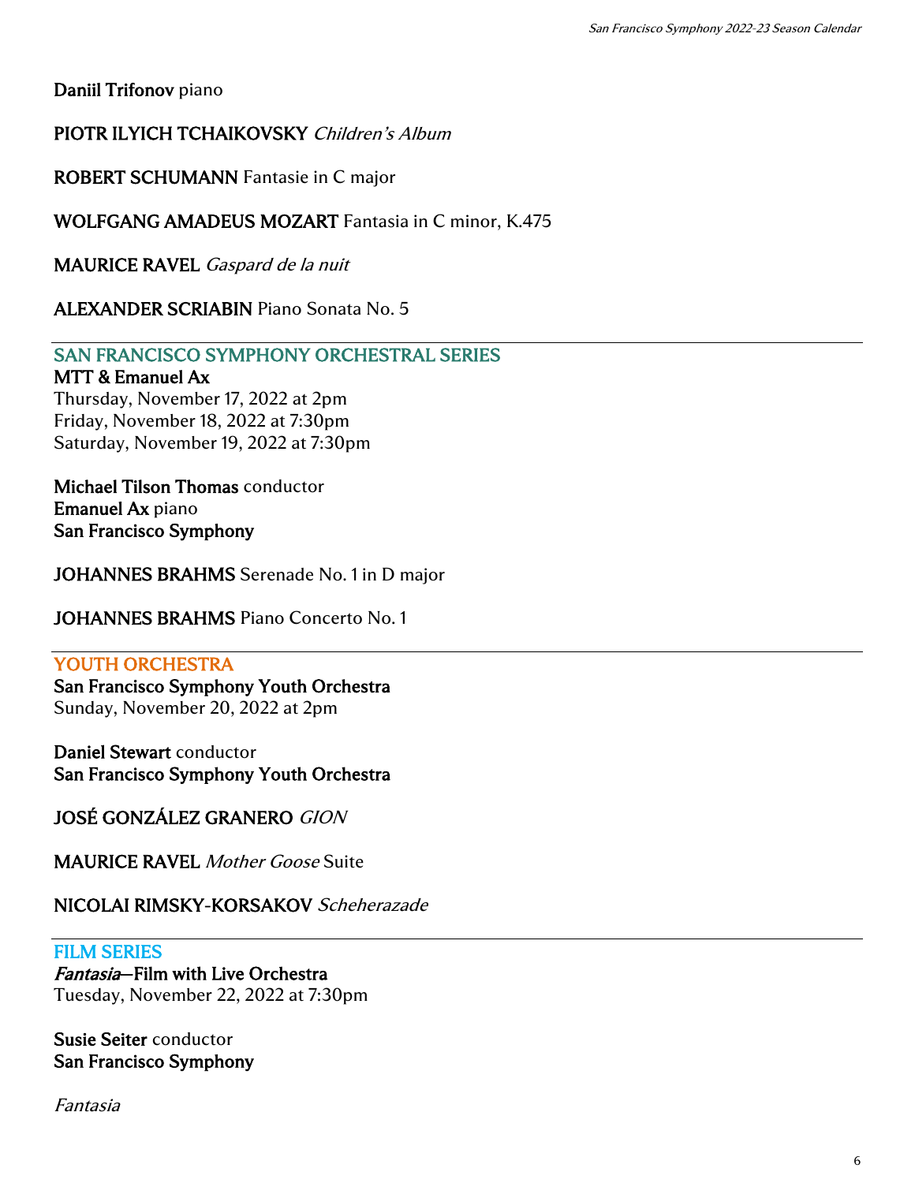**Daniil Trifonov** piano

**PIOTR ILYICH TCHAIKOVSKY** *Children's Album*

**ROBERT SCHUMANN** Fantasie in C major

**WOLFGANG AMADEUS MOZART** Fantasia in C minor, K.475

**MAURICE RAVEL** *Gaspard de la nuit*

**ALEXANDER SCRIABIN** Piano Sonata No. 5

---

## SAN FRANCISCO SYMPHONY ORCHESTRAL SERIES

**MTT & Emanuel Ax**
Thursday, November 17, 2022 at 2pm
Friday, November 18, 2022 at 7:30pm
Saturday, November 19, 2022 at 7:30pm

**Michael Tilson Thomas** conductor
**Emanuel Ax** piano
**San Francisco Symphony**

**JOHANNES BRAHMS** Serenade No. 1 in D major

**JOHANNES BRAHMS** Piano Concerto No. 1

---

## YOUTH ORCHESTRA

**San Francisco Symphony Youth Orchestra**
Sunday, November 20, 2022 at 2pm

**Daniel Stewart** conductor
**San Francisco Symphony Youth Orchestra**

**JOSÉ GONZÁLEZ GRANERO** *GION*

**MAURICE RAVEL** *Mother Goose* Suite

**NICOLAI RIMSKY-KORSAKOV** *Scheherazade*

---

## FILM SERIES

***Fantasia*—Film with Live Orchestra**
Tuesday, November 22, 2022 at 7:30pm

**Susie Seiter** conductor
**San Francisco Symphony**

*Fantasia*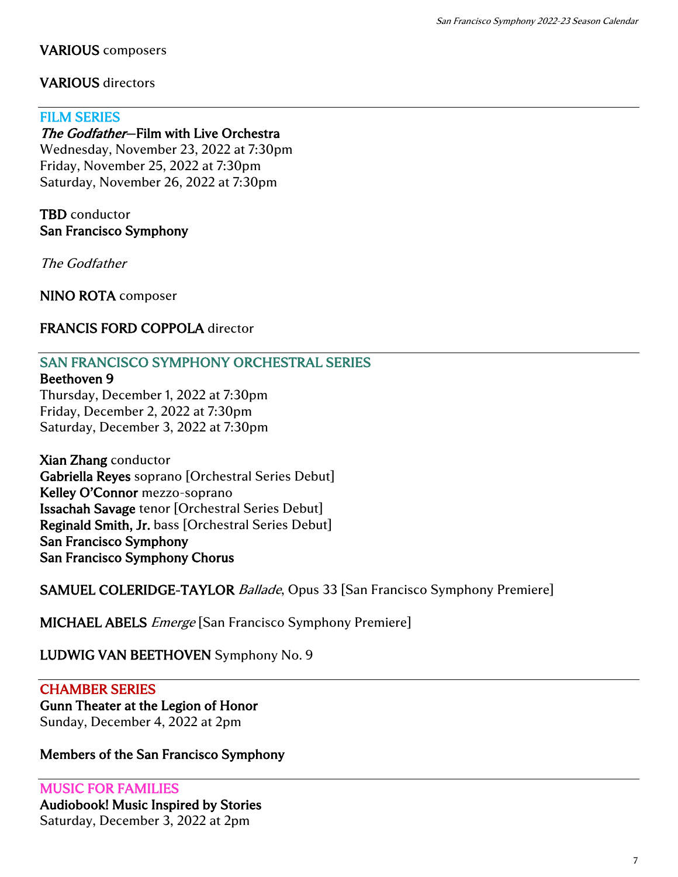**VARIOUS** composers

**VARIOUS** directors

---

## FILM SERIES

***The Godfather*—Film with Live Orchestra**
Wednesday, November 23, 2022 at 7:30pm
Friday, November 25, 2022 at 7:30pm
Saturday, November 26, 2022 at 7:30pm

**TBD** conductor
**San Francisco Symphony**

*The Godfather*

**NINO ROTA** composer

**FRANCIS FORD COPPOLA** director

---

## SAN FRANCISCO SYMPHONY ORCHESTRAL SERIES

**Beethoven 9**
Thursday, December 1, 2022 at 7:30pm
Friday, December 2, 2022 at 7:30pm
Saturday, December 3, 2022 at 7:30pm

**Xian Zhang** conductor
**Gabriella Reyes** soprano [Orchestral Series Debut]
**Kelley O'Connor** mezzo-soprano
**Issachah Savage** tenor [Orchestral Series Debut]
**Reginald Smith, Jr.** bass [Orchestral Series Debut]
**San Francisco Symphony**
**San Francisco Symphony Chorus**

**SAMUEL COLERIDGE-TAYLOR** *Ballade*, Opus 33 [San Francisco Symphony Premiere]

**MICHAEL ABELS** *Emerge* [San Francisco Symphony Premiere]

**LUDWIG VAN BEETHOVEN** Symphony No. 9

---

## CHAMBER SERIES

**Gunn Theater at the Legion of Honor**
Sunday, December 4, 2022 at 2pm

**Members of the San Francisco Symphony**

---

## MUSIC FOR FAMILIES

**Audiobook! Music Inspired by Stories**
Saturday, December 3, 2022 at 2pm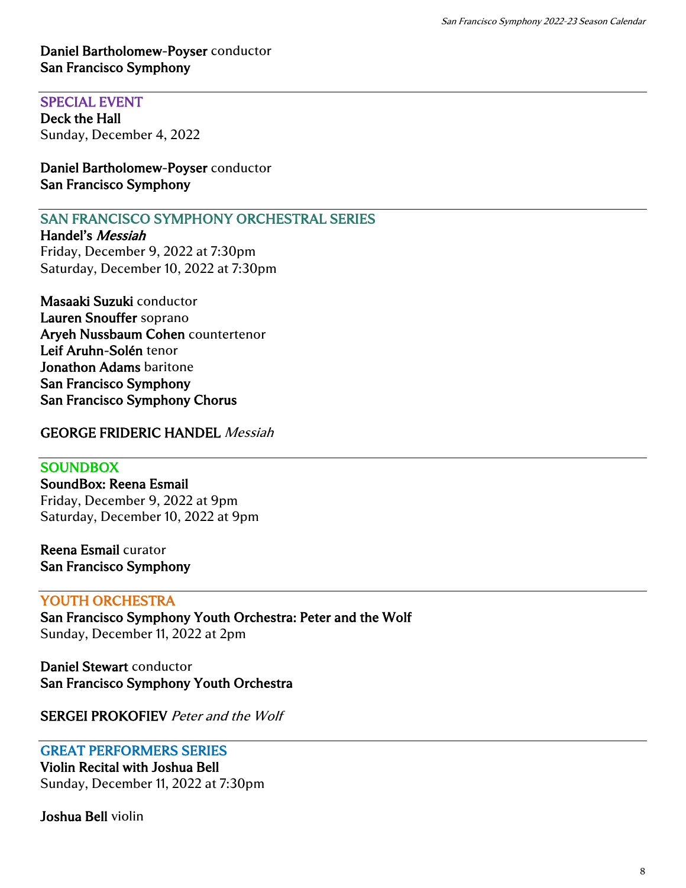**Daniel Bartholomew-Poyser** conductor
**San Francisco Symphony**

---

### SPECIAL EVENT

**Deck the Hall**
Sunday, December 4, 2022

**Daniel Bartholomew-Poyser** conductor
**San Francisco Symphony**

---

### SAN FRANCISCO SYMPHONY ORCHESTRAL SERIES

**Handel's *Messiah***
Friday, December 9, 2022 at 7:30pm
Saturday, December 10, 2022 at 7:30pm

**Masaaki Suzuki** conductor
**Lauren Snouffer** soprano
**Aryeh Nussbaum Cohen** countertenor
**Leif Aruhn-Solén** tenor
**Jonathon Adams** baritone
**San Francisco Symphony**
**San Francisco Symphony Chorus**

**GEORGE FRIDERIC HANDEL** *Messiah*

---

### SOUNDBOX

**SoundBox: Reena Esmail**
Friday, December 9, 2022 at 9pm
Saturday, December 10, 2022 at 9pm

**Reena Esmail** curator
**San Francisco Symphony**

---

### YOUTH ORCHESTRA

**San Francisco Symphony Youth Orchestra: Peter and the Wolf**
Sunday, December 11, 2022 at 2pm

**Daniel Stewart** conductor
**San Francisco Symphony Youth Orchestra**

**SERGEI PROKOFIEV** *Peter and the Wolf*

---

### GREAT PERFORMERS SERIES

**Violin Recital with Joshua Bell**
Sunday, December 11, 2022 at 7:30pm

**Joshua Bell** violin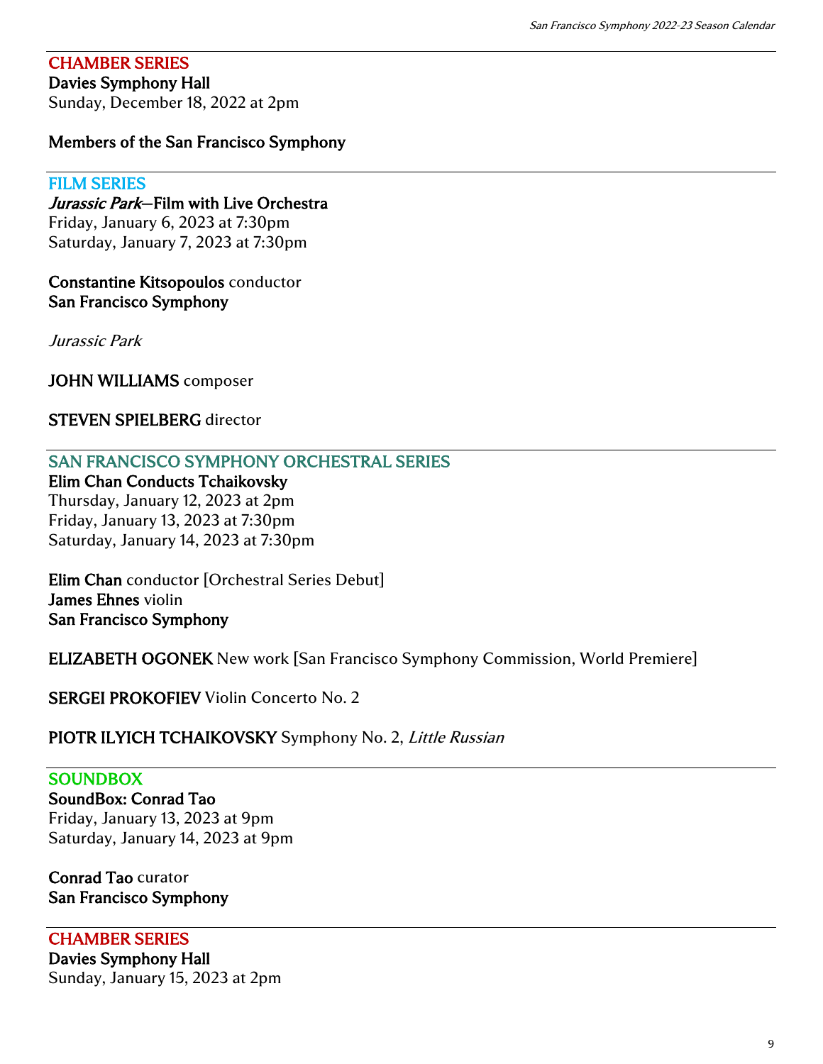## CHAMBER SERIES

**Davies Symphony Hall**
Sunday, December 18, 2022 at 2pm

**Members of the San Francisco Symphony**

---

## FILM SERIES

***Jurassic Park*—Film with Live Orchestra**
Friday, January 6, 2023 at 7:30pm
Saturday, January 7, 2023 at 7:30pm

**Constantine Kitsopoulos** conductor
**San Francisco Symphony**

*Jurassic Park*

**JOHN WILLIAMS** composer

**STEVEN SPIELBERG** director

---

## SAN FRANCISCO SYMPHONY ORCHESTRAL SERIES

**Elim Chan Conducts Tchaikovsky**
Thursday, January 12, 2023 at 2pm
Friday, January 13, 2023 at 7:30pm
Saturday, January 14, 2023 at 7:30pm

**Elim Chan** conductor [Orchestral Series Debut]
**James Ehnes** violin
**San Francisco Symphony**

**ELIZABETH OGONEK** New work [San Francisco Symphony Commission, World Premiere]

**SERGEI PROKOFIEV** Violin Concerto No. 2

**PIOTR ILYICH TCHAIKOVSKY** Symphony No. 2, *Little Russian*

---

## SOUNDBOX

**SoundBox: Conrad Tao**
Friday, January 13, 2023 at 9pm
Saturday, January 14, 2023 at 9pm

**Conrad Tao** curator
**San Francisco Symphony**

---

## CHAMBER SERIES

**Davies Symphony Hall**
Sunday, January 15, 2023 at 2pm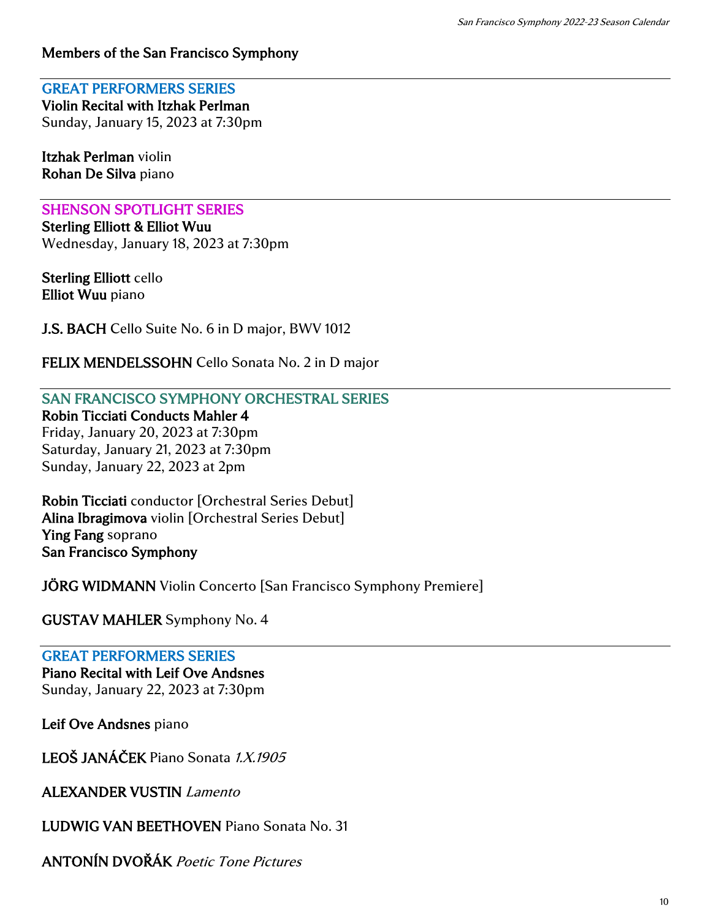**Members of the San Francisco Symphony**

---

## GREAT PERFORMERS SERIES

**Violin Recital with Itzhak Perlman**
Sunday, January 15, 2023 at 7:30pm

**Itzhak Perlman** violin
**Rohan De Silva** piano

---

## SHENSON SPOTLIGHT SERIES

**Sterling Elliott & Elliot Wuu**
Wednesday, January 18, 2023 at 7:30pm

**Sterling Elliott** cello
**Elliot Wuu** piano

**J.S. BACH** Cello Suite No. 6 in D major, BWV 1012

**FELIX MENDELSSOHN** Cello Sonata No. 2 in D major

---

## SAN FRANCISCO SYMPHONY ORCHESTRAL SERIES

**Robin Ticciati Conducts Mahler 4**
Friday, January 20, 2023 at 7:30pm
Saturday, January 21, 2023 at 7:30pm
Sunday, January 22, 2023 at 2pm

**Robin Ticciati** conductor [Orchestral Series Debut]
**Alina Ibragimova** violin [Orchestral Series Debut]
**Ying Fang** soprano
**San Francisco Symphony**

**JÖRG WIDMANN** Violin Concerto [San Francisco Symphony Premiere]

**GUSTAV MAHLER** Symphony No. 4

---

## GREAT PERFORMERS SERIES

**Piano Recital with Leif Ove Andsnes**
Sunday, January 22, 2023 at 7:30pm

**Leif Ove Andsnes** piano

**LEOŠ JANÁČEK** Piano Sonata *1.X.1905*

**ALEXANDER VUSTIN** *Lamento*

**LUDWIG VAN BEETHOVEN** Piano Sonata No. 31

**ANTONÍN DVOŘÁK** *Poetic Tone Pictures*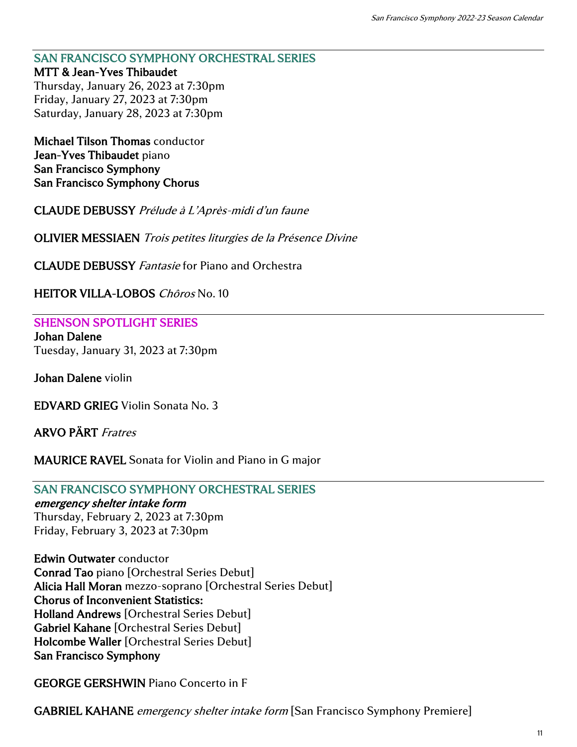## SAN FRANCISCO SYMPHONY ORCHESTRAL SERIES

**MTT & Jean-Yves Thibaudet**
Thursday, January 26, 2023 at 7:30pm
Friday, January 27, 2023 at 7:30pm
Saturday, January 28, 2023 at 7:30pm

**Michael Tilson Thomas** conductor
**Jean-Yves Thibaudet** piano
**San Francisco Symphony**
**San Francisco Symphony Chorus**

**CLAUDE DEBUSSY** *Prélude à L'Après-midi d'un faune*

**OLIVIER MESSIAEN** *Trois petites liturgies de la Présence Divine*

**CLAUDE DEBUSSY** *Fantasie* for Piano and Orchestra

**HEITOR VILLA-LOBOS** *Chôros* No. 10

## SHENSON SPOTLIGHT SERIES

**Johan Dalene**
Tuesday, January 31, 2023 at 7:30pm

**Johan Dalene** violin

**EDVARD GRIEG** Violin Sonata No. 3

**ARVO PÄRT** *Fratres*

**MAURICE RAVEL** Sonata for Violin and Piano in G major

## SAN FRANCISCO SYMPHONY ORCHESTRAL SERIES

***emergency shelter intake form***
Thursday, February 2, 2023 at 7:30pm
Friday, February 3, 2023 at 7:30pm

**Edwin Outwater** conductor
**Conrad Tao** piano [Orchestral Series Debut]
**Alicia Hall Moran** mezzo-soprano [Orchestral Series Debut]
**Chorus of Inconvenient Statistics:**
**Holland Andrews** [Orchestral Series Debut]
**Gabriel Kahane** [Orchestral Series Debut]
**Holcombe Waller** [Orchestral Series Debut]
**San Francisco Symphony**

**GEORGE GERSHWIN** Piano Concerto in F

**GABRIEL KAHANE** *emergency shelter intake form* [San Francisco Symphony Premiere]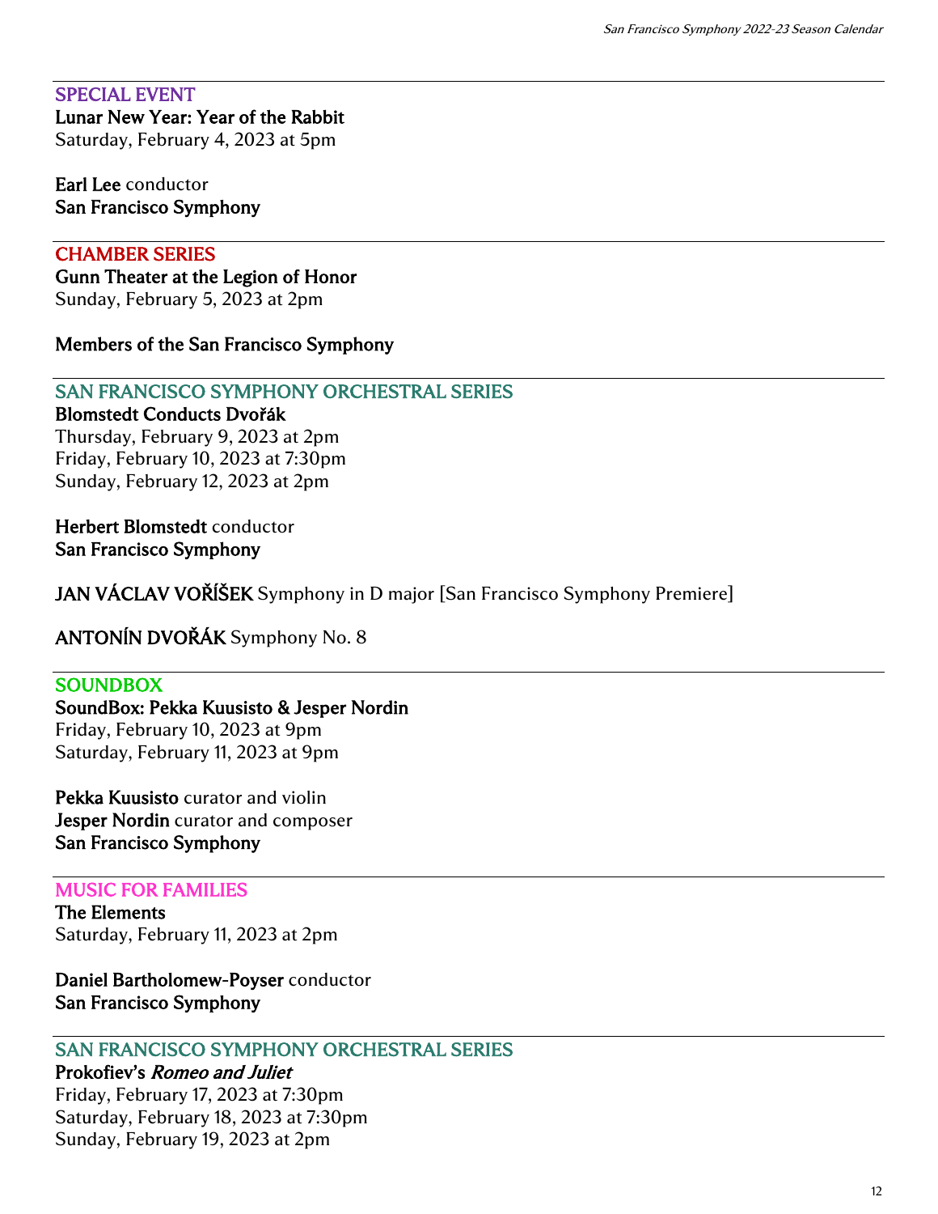---

SPECIAL EVENT

**Lunar New Year: Year of the Rabbit**
Saturday, February 4, 2023 at 5pm

**Earl Lee** conductor
**San Francisco Symphony**

---

CHAMBER SERIES

**Gunn Theater at the Legion of Honor**
Sunday, February 5, 2023 at 2pm

**Members of the San Francisco Symphony**

---

SAN FRANCISCO SYMPHONY ORCHESTRAL SERIES

**Blomstedt Conducts Dvořák**
Thursday, February 9, 2023 at 2pm
Friday, February 10, 2023 at 7:30pm
Sunday, February 12, 2023 at 2pm

**Herbert Blomstedt** conductor
**San Francisco Symphony**

**JAN VÁCLAV VOŘÍŠEK** Symphony in D major [San Francisco Symphony Premiere]

**ANTONÍN DVOŘÁK** Symphony No. 8

---

SOUNDBOX

**SoundBox: Pekka Kuusisto & Jesper Nordin**
Friday, February 10, 2023 at 9pm
Saturday, February 11, 2023 at 9pm

**Pekka Kuusisto** curator and violin
**Jesper Nordin** curator and composer
**San Francisco Symphony**

---

MUSIC FOR FAMILIES

**The Elements**
Saturday, February 11, 2023 at 2pm

**Daniel Bartholomew-Poyser** conductor
**San Francisco Symphony**

---

SAN FRANCISCO SYMPHONY ORCHESTRAL SERIES

**Prokofiev's *Romeo and Juliet***
Friday, February 17, 2023 at 7:30pm
Saturday, February 18, 2023 at 7:30pm
Sunday, February 19, 2023 at 2pm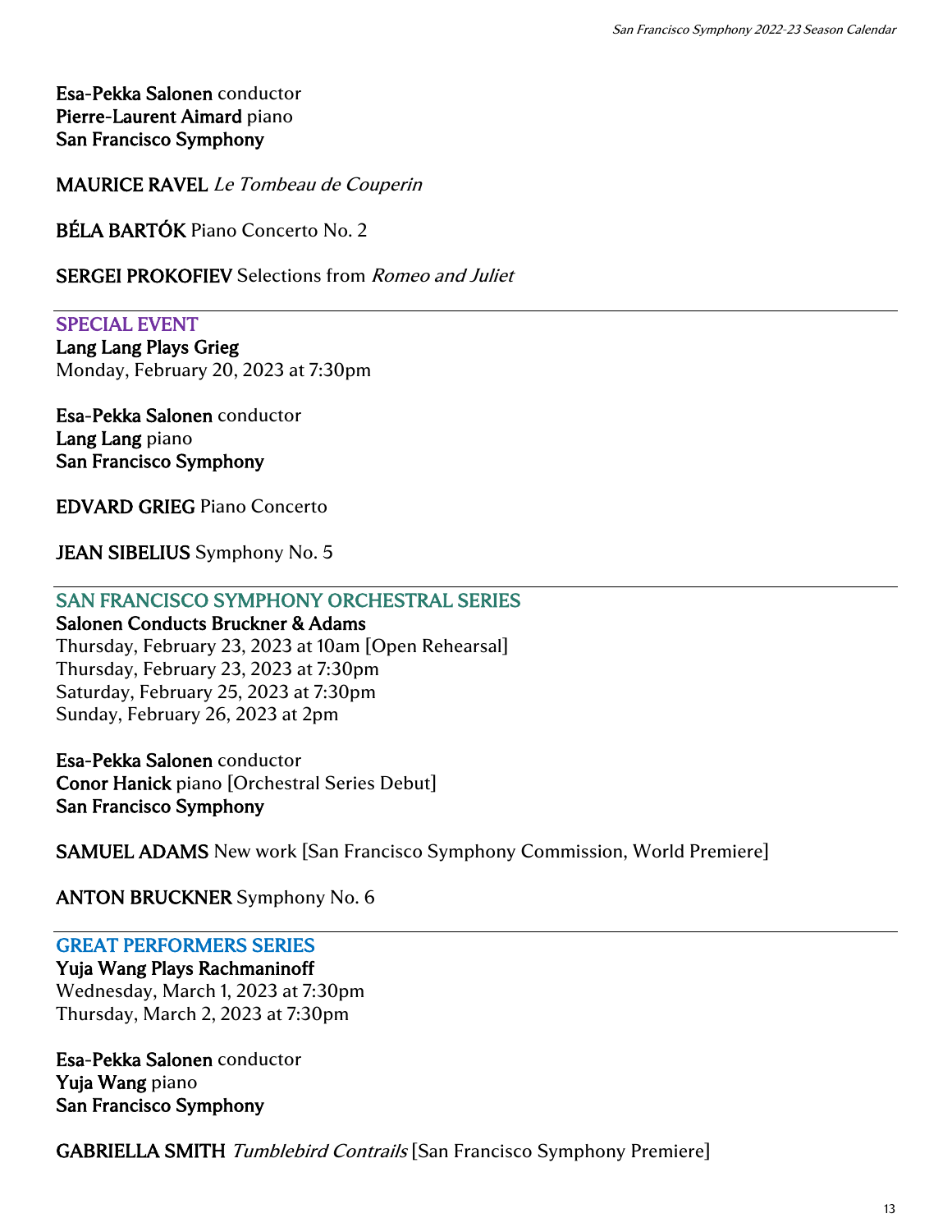**Esa-Pekka Salonen** conductor
**Pierre-Laurent Aimard** piano
**San Francisco Symphony**

**MAURICE RAVEL** *Le Tombeau de Couperin*

**BÉLA BARTÓK** Piano Concerto No. 2

**SERGEI PROKOFIEV** Selections from *Romeo and Juliet*

---

SPECIAL EVENT
**Lang Lang Plays Grieg**
Monday, February 20, 2023 at 7:30pm

**Esa-Pekka Salonen** conductor
**Lang Lang** piano
**San Francisco Symphony**

**EDVARD GRIEG** Piano Concerto

**JEAN SIBELIUS** Symphony No. 5

---

SAN FRANCISCO SYMPHONY ORCHESTRAL SERIES
**Salonen Conducts Bruckner & Adams**
Thursday, February 23, 2023 at 10am [Open Rehearsal]
Thursday, February 23, 2023 at 7:30pm
Saturday, February 25, 2023 at 7:30pm
Sunday, February 26, 2023 at 2pm

**Esa-Pekka Salonen** conductor
**Conor Hanick** piano [Orchestral Series Debut]
**San Francisco Symphony**

**SAMUEL ADAMS** New work [San Francisco Symphony Commission, World Premiere]

**ANTON BRUCKNER** Symphony No. 6

---

GREAT PERFORMERS SERIES
**Yuja Wang Plays Rachmaninoff**
Wednesday, March 1, 2023 at 7:30pm
Thursday, March 2, 2023 at 7:30pm

**Esa-Pekka Salonen** conductor
**Yuja Wang** piano
**San Francisco Symphony**

**GABRIELLA SMITH** *Tumblebird Contrails* [San Francisco Symphony Premiere]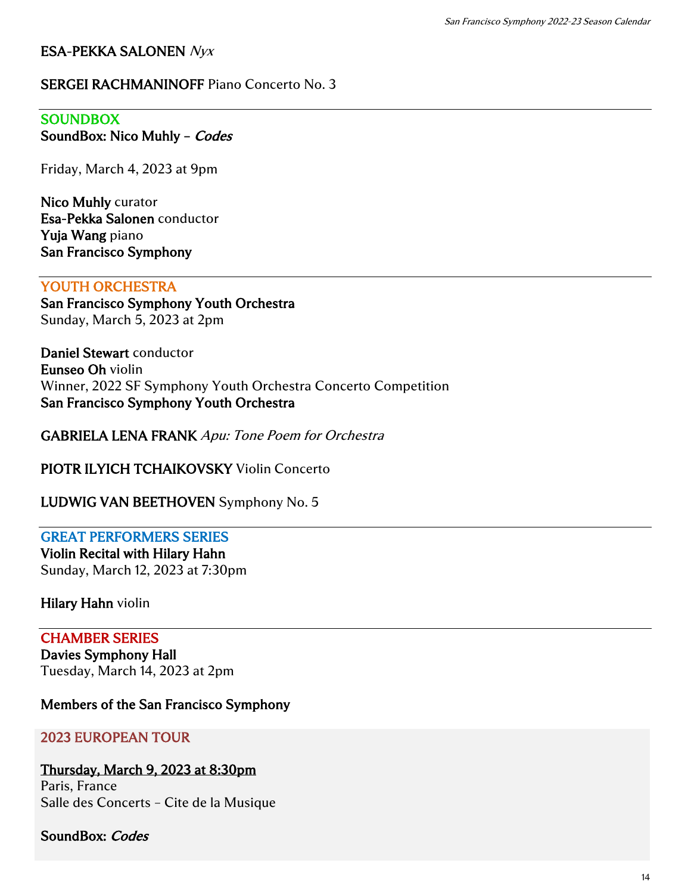**ESA-PEKKA SALONEN** *Nyx*

**SERGEI RACHMANINOFF** Piano Concerto No. 3

---

**SOUNDBOX**
**SoundBox: Nico Muhly – *Codes***

Friday, March 4, 2023 at 9pm

**Nico Muhly** curator
**Esa-Pekka Salonen** conductor
**Yuja Wang** piano
**San Francisco Symphony**

---

**YOUTH ORCHESTRA**
**San Francisco Symphony Youth Orchestra**
Sunday, March 5, 2023 at 2pm

**Daniel Stewart** conductor
**Eunseo Oh** violin
Winner, 2022 SF Symphony Youth Orchestra Concerto Competition
**San Francisco Symphony Youth Orchestra**

**GABRIELA LENA FRANK** *Apu: Tone Poem for Orchestra*

**PIOTR ILYICH TCHAIKOVSKY** Violin Concerto

**LUDWIG VAN BEETHOVEN** Symphony No. 5

---

**GREAT PERFORMERS SERIES**
**Violin Recital with Hilary Hahn**
Sunday, March 12, 2023 at 7:30pm

**Hilary Hahn** violin

---

**CHAMBER SERIES**
**Davies Symphony Hall**
Tuesday, March 14, 2023 at 2pm

**Members of the San Francisco Symphony**

---

**2023 EUROPEAN TOUR**

**Thursday, March 9, 2023 at 8:30pm**
Paris, France
Salle des Concerts – Cite de la Musique

**SoundBox: *Codes***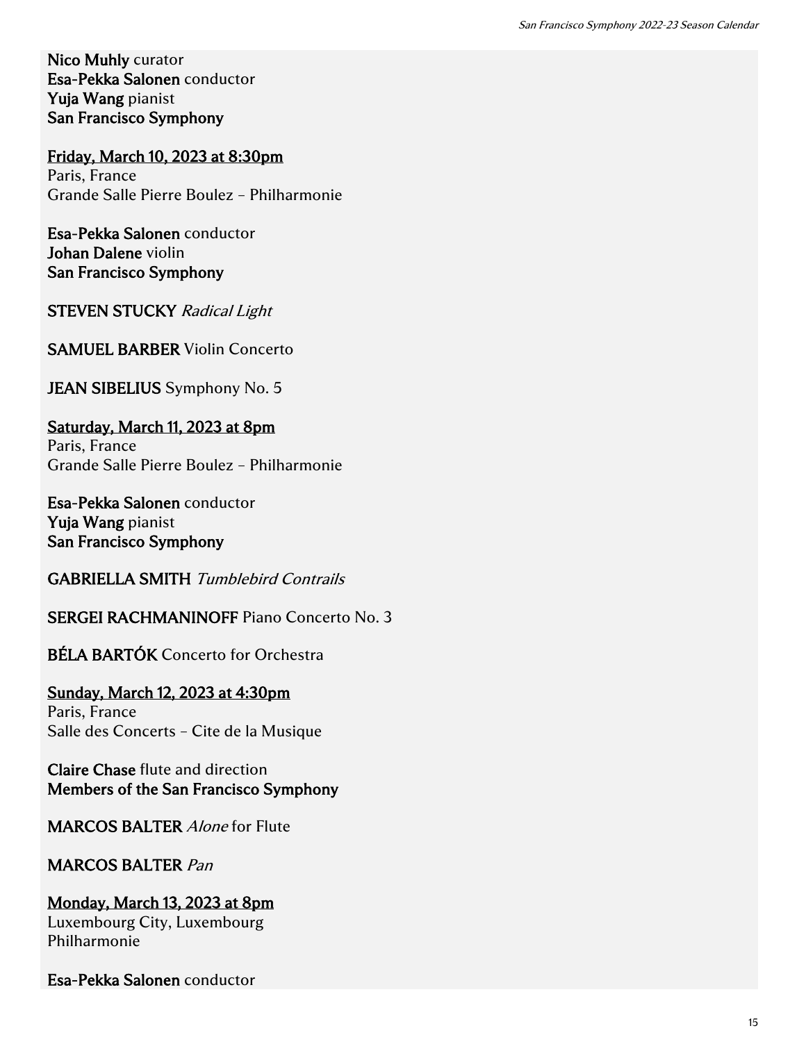**Nico Muhly** curator
**Esa-Pekka Salonen** conductor
**Yuja Wang** pianist
**San Francisco Symphony**

Friday, March 10, 2023 at 8:30pm
Paris, France
Grande Salle Pierre Boulez – Philharmonie

**Esa-Pekka Salonen** conductor
**Johan Dalene** violin
**San Francisco Symphony**

STEVEN STUCKY *Radical Light*

SAMUEL BARBER Violin Concerto

JEAN SIBELIUS Symphony No. 5

Saturday, March 11, 2023 at 8pm
Paris, France
Grande Salle Pierre Boulez – Philharmonie

**Esa-Pekka Salonen** conductor
**Yuja Wang** pianist
**San Francisco Symphony**

GABRIELLA SMITH *Tumblebird Contrails*

SERGEI RACHMANINOFF Piano Concerto No. 3

BÉLA BARTÓK Concerto for Orchestra

Sunday, March 12, 2023 at 4:30pm
Paris, France
Salle des Concerts – Cite de la Musique

**Claire Chase** flute and direction
**Members of the San Francisco Symphony**

MARCOS BALTER *Alone* for Flute

MARCOS BALTER *Pan*

Monday, March 13, 2023 at 8pm
Luxembourg City, Luxembourg
Philharmonie

**Esa-Pekka Salonen** conductor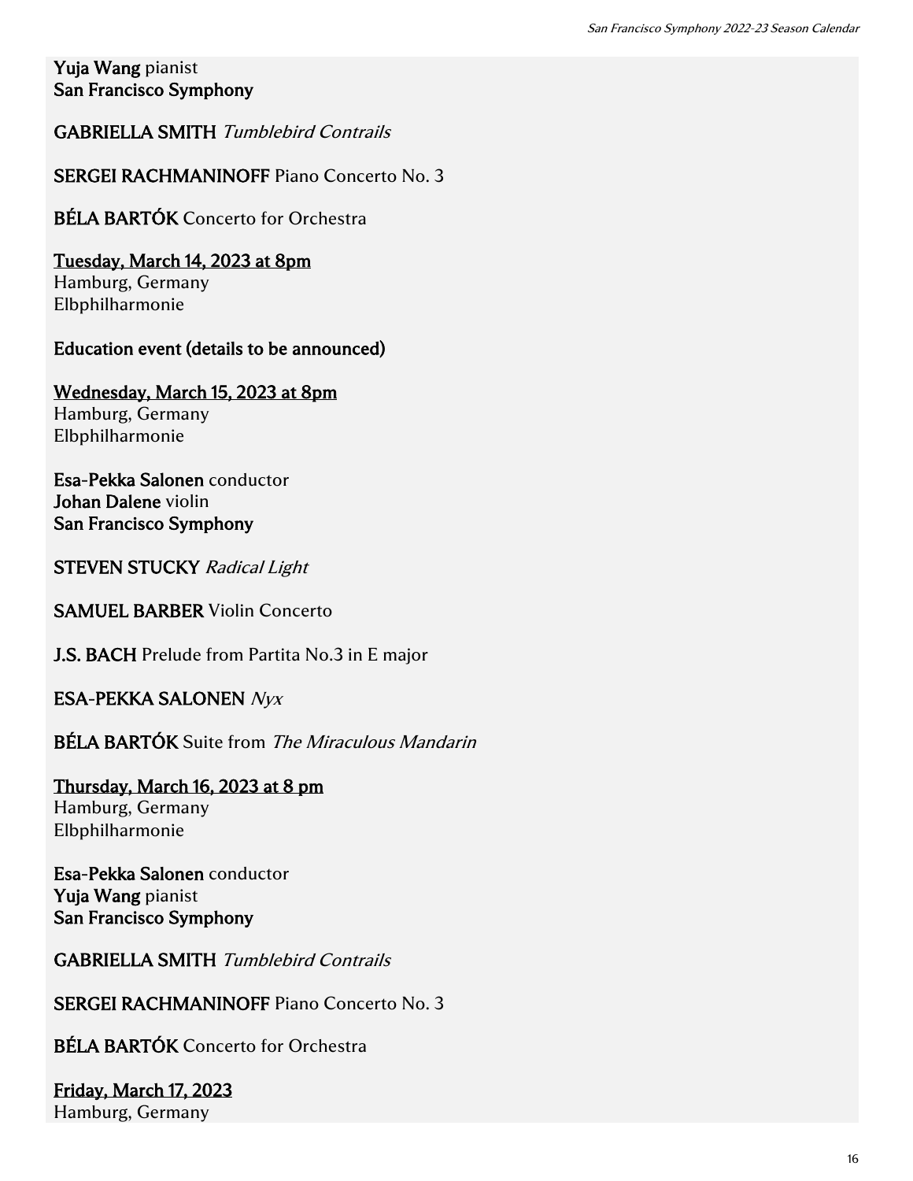**Yuja Wang** pianist
**San Francisco Symphony**

**GABRIELLA SMITH** *Tumblebird Contrails*

**SERGEI RACHMANINOFF** Piano Concerto No. 3

**BÉLA BARTÓK** Concerto for Orchestra

**Tuesday, March 14, 2023 at 8pm**
Hamburg, Germany
Elbphilharmonie

**Education event (details to be announced)**

**Wednesday, March 15, 2023 at 8pm**
Hamburg, Germany
Elbphilharmonie

**Esa-Pekka Salonen** conductor
**Johan Dalene** violin
**San Francisco Symphony**

**STEVEN STUCKY** *Radical Light*

**SAMUEL BARBER** Violin Concerto

**J.S. BACH** Prelude from Partita No.3 in E major

**ESA-PEKKA SALONEN** *Nyx*

**BÉLA BARTÓK** Suite from *The Miraculous Mandarin*

**Thursday, March 16, 2023 at 8 pm**
Hamburg, Germany
Elbphilharmonie

**Esa-Pekka Salonen** conductor
**Yuja Wang** pianist
**San Francisco Symphony**

**GABRIELLA SMITH** *Tumblebird Contrails*

**SERGEI RACHMANINOFF** Piano Concerto No. 3

**BÉLA BARTÓK** Concerto for Orchestra

**Friday, March 17, 2023**
Hamburg, Germany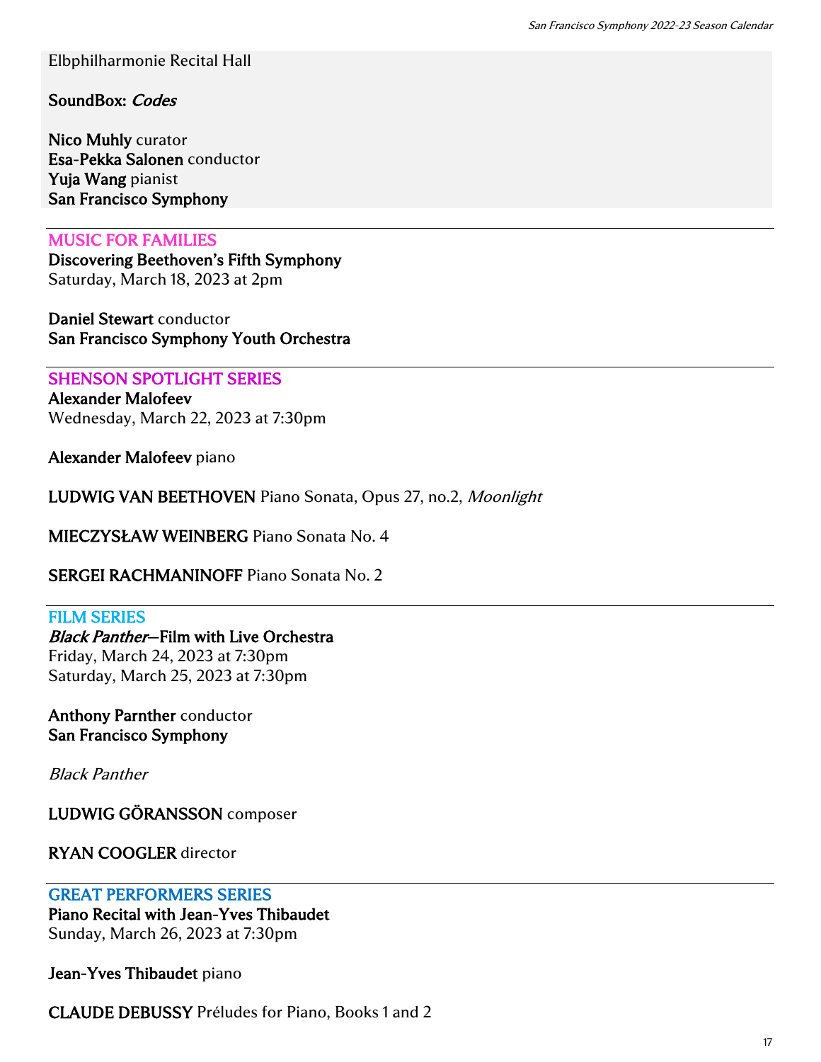Elbphilharmonie Recital Hall

**SoundBox:** ***Codes***

**Nico Muhly** curator
**Esa-Pekka Salonen** conductor
**Yuja Wang** pianist
**San Francisco Symphony**

---

## MUSIC FOR FAMILIES

**Discovering Beethoven's Fifth Symphony**
Saturday, March 18, 2023 at 2pm

**Daniel Stewart** conductor
**San Francisco Symphony Youth Orchestra**

---

## SHENSON SPOTLIGHT SERIES

**Alexander Malofeev**
Wednesday, March 22, 2023 at 7:30pm

**Alexander Malofeev** piano

**LUDWIG VAN BEETHOVEN** Piano Sonata, Opus 27, no.2, *Moonlight*

**MIECZYSŁAW WEINBERG** Piano Sonata No. 4

**SERGEI RACHMANINOFF** Piano Sonata No. 2

---

## FILM SERIES

***Black Panther*—Film with Live Orchestra**
Friday, March 24, 2023 at 7:30pm
Saturday, March 25, 2023 at 7:30pm

**Anthony Parnther** conductor
**San Francisco Symphony**

*Black Panther*

**LUDWIG GÖRANSSON** composer

**RYAN COOGLER** director

---

## GREAT PERFORMERS SERIES

**Piano Recital with Jean-Yves Thibaudet**
Sunday, March 26, 2023 at 7:30pm

**Jean-Yves Thibaudet** piano

**CLAUDE DEBUSSY** Préludes for Piano, Books 1 and 2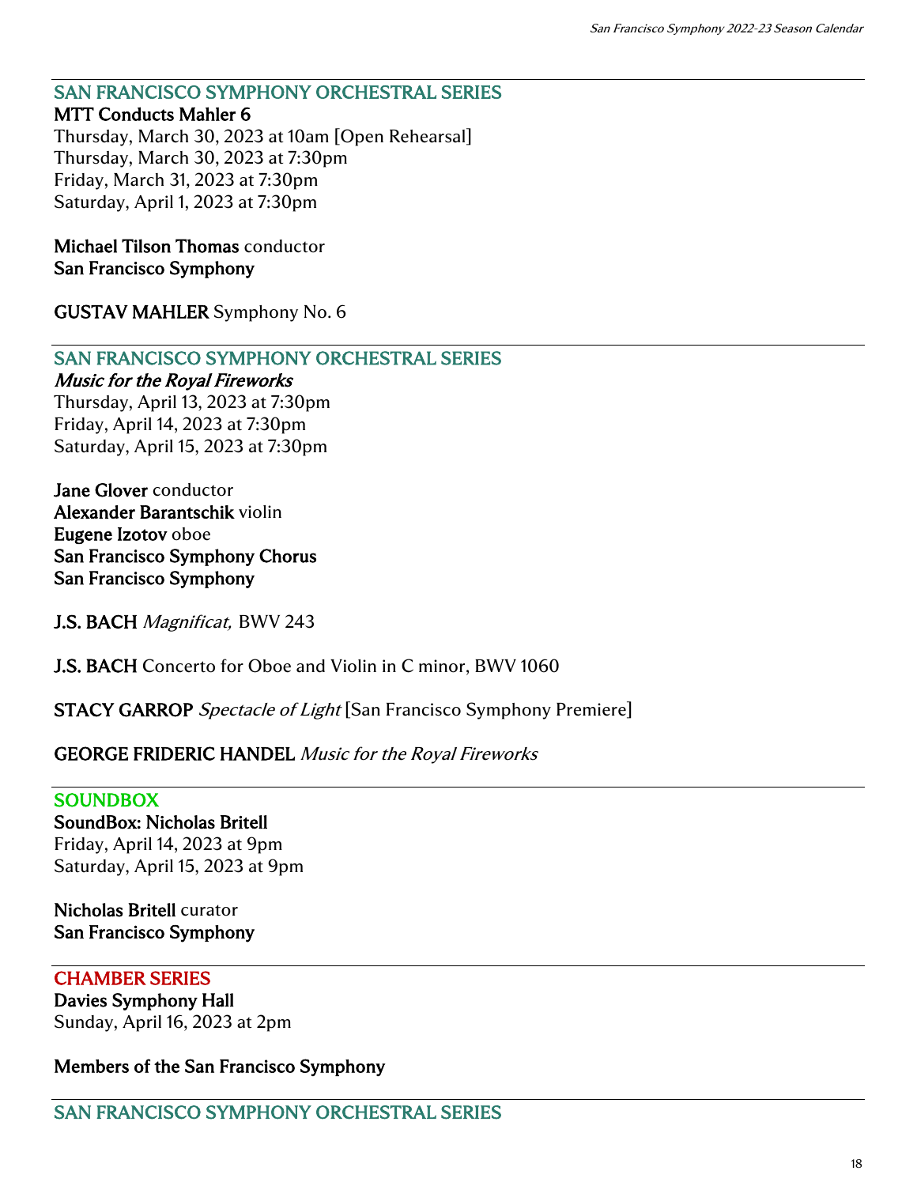## SAN FRANCISCO SYMPHONY ORCHESTRAL SERIES

**MTT Conducts Mahler 6**

Thursday, March 30, 2023 at 10am [Open Rehearsal]
Thursday, March 30, 2023 at 7:30pm
Friday, March 31, 2023 at 7:30pm
Saturday, April 1, 2023 at 7:30pm

**Michael Tilson Thomas** conductor
**San Francisco Symphony**

**GUSTAV MAHLER** Symphony No. 6

---

## SAN FRANCISCO SYMPHONY ORCHESTRAL SERIES

***Music for the Royal Fireworks***

Thursday, April 13, 2023 at 7:30pm
Friday, April 14, 2023 at 7:30pm
Saturday, April 15, 2023 at 7:30pm

**Jane Glover** conductor
**Alexander Barantschik** violin
**Eugene Izotov** oboe
**San Francisco Symphony Chorus**
**San Francisco Symphony**

**J.S. BACH** *Magnificat,* BWV 243

**J.S. BACH** Concerto for Oboe and Violin in C minor, BWV 1060

**STACY GARROP** *Spectacle of Light* [San Francisco Symphony Premiere]

**GEORGE FRIDERIC HANDEL** *Music for the Royal Fireworks*

---

## SOUNDBOX

**SoundBox: Nicholas Britell**

Friday, April 14, 2023 at 9pm
Saturday, April 15, 2023 at 9pm

**Nicholas Britell** curator
**San Francisco Symphony**

---

## CHAMBER SERIES

**Davies Symphony Hall**

Sunday, April 16, 2023 at 2pm

**Members of the San Francisco Symphony**

---

## SAN FRANCISCO SYMPHONY ORCHESTRAL SERIES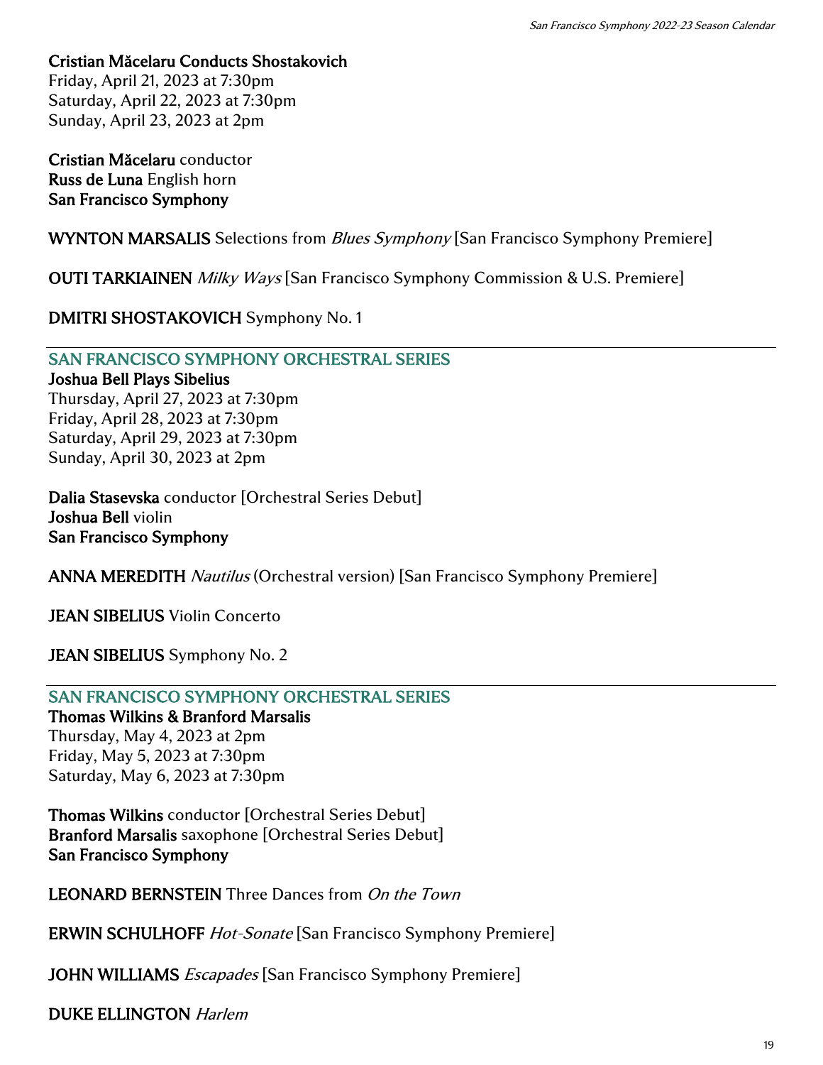**Cristian Măcelaru Conducts Shostakovich**
Friday, April 21, 2023 at 7:30pm
Saturday, April 22, 2023 at 7:30pm
Sunday, April 23, 2023 at 2pm

**Cristian Măcelaru** conductor
**Russ de Luna** English horn
**San Francisco Symphony**

**WYNTON MARSALIS** Selections from *Blues Symphony* [San Francisco Symphony Premiere]

**OUTI TARKIAINEN** *Milky Ways* [San Francisco Symphony Commission & U.S. Premiere]

**DMITRI SHOSTAKOVICH** Symphony No. 1

---

## SAN FRANCISCO SYMPHONY ORCHESTRAL SERIES

**Joshua Bell Plays Sibelius**
Thursday, April 27, 2023 at 7:30pm
Friday, April 28, 2023 at 7:30pm
Saturday, April 29, 2023 at 7:30pm
Sunday, April 30, 2023 at 2pm

**Dalia Stasevska** conductor [Orchestral Series Debut]
**Joshua Bell** violin
**San Francisco Symphony**

**ANNA MEREDITH** *Nautilus* (Orchestral version) [San Francisco Symphony Premiere]

**JEAN SIBELIUS** Violin Concerto

**JEAN SIBELIUS** Symphony No. 2

---

## SAN FRANCISCO SYMPHONY ORCHESTRAL SERIES

**Thomas Wilkins & Branford Marsalis**
Thursday, May 4, 2023 at 2pm
Friday, May 5, 2023 at 7:30pm
Saturday, May 6, 2023 at 7:30pm

**Thomas Wilkins** conductor [Orchestral Series Debut]
**Branford Marsalis** saxophone [Orchestral Series Debut]
**San Francisco Symphony**

**LEONARD BERNSTEIN** Three Dances from *On the Town*

**ERWIN SCHULHOFF** *Hot-Sonate* [San Francisco Symphony Premiere]

**JOHN WILLIAMS** *Escapades* [San Francisco Symphony Premiere]

**DUKE ELLINGTON** *Harlem*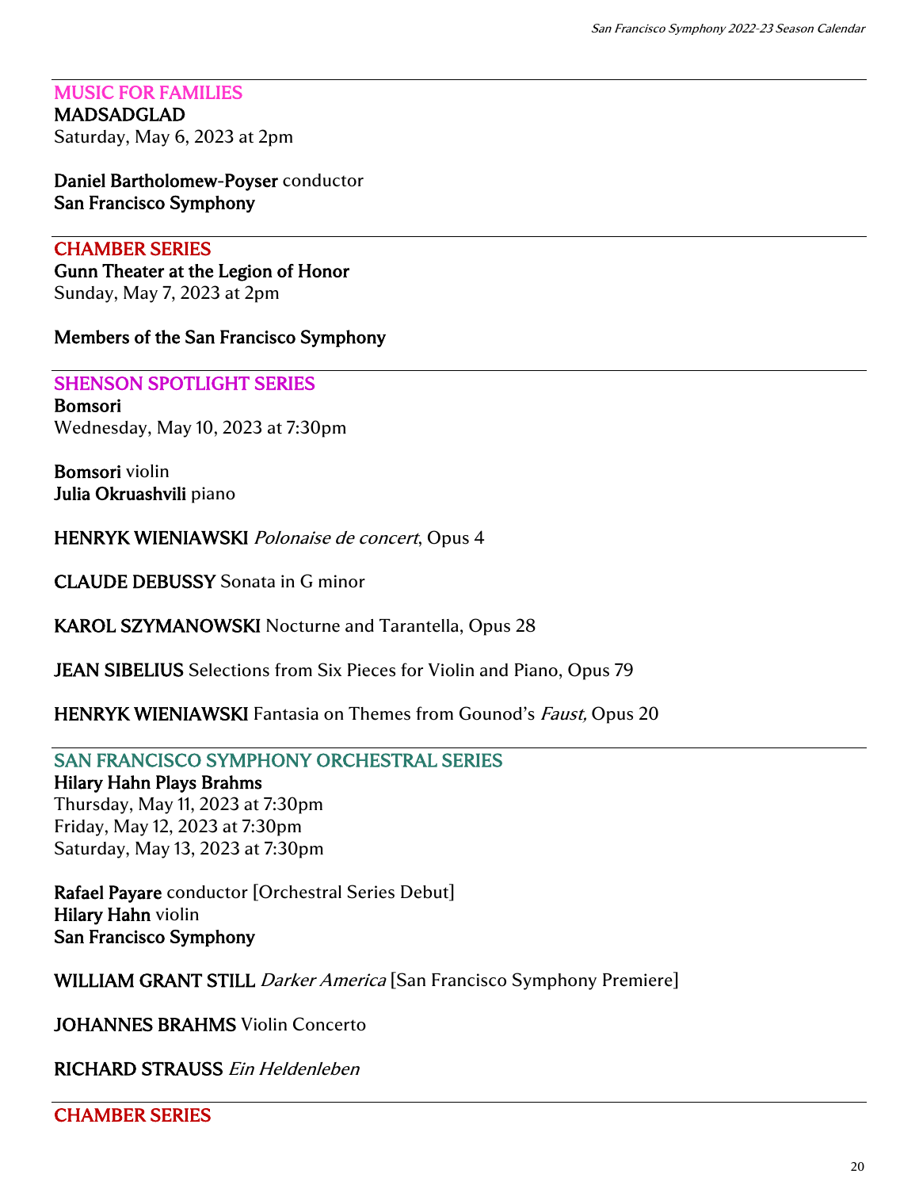## MUSIC FOR FAMILIES

**MADSADGLAD**
Saturday, May 6, 2023 at 2pm

**Daniel Bartholomew-Poyser** conductor
**San Francisco Symphony**

---

## CHAMBER SERIES

**Gunn Theater at the Legion of Honor**
Sunday, May 7, 2023 at 2pm

**Members of the San Francisco Symphony**

---

## SHENSON SPOTLIGHT SERIES

**Bomsori**
Wednesday, May 10, 2023 at 7:30pm

**Bomsori** violin
**Julia Okruashvili** piano

**HENRYK WIENIAWSKI** *Polonaise de concert*, Opus 4

**CLAUDE DEBUSSY** Sonata in G minor

**KAROL SZYMANOWSKI** Nocturne and Tarantella, Opus 28

**JEAN SIBELIUS** Selections from Six Pieces for Violin and Piano, Opus 79

**HENRYK WIENIAWSKI** Fantasia on Themes from Gounod's *Faust,* Opus 20

---

## SAN FRANCISCO SYMPHONY ORCHESTRAL SERIES

**Hilary Hahn Plays Brahms**
Thursday, May 11, 2023 at 7:30pm
Friday, May 12, 2023 at 7:30pm
Saturday, May 13, 2023 at 7:30pm

**Rafael Payare** conductor [Orchestral Series Debut]
**Hilary Hahn** violin
**San Francisco Symphony**

**WILLIAM GRANT STILL** *Darker America* [San Francisco Symphony Premiere]

**JOHANNES BRAHMS** Violin Concerto

**RICHARD STRAUSS** *Ein Heldenleben*

---

## CHAMBER SERIES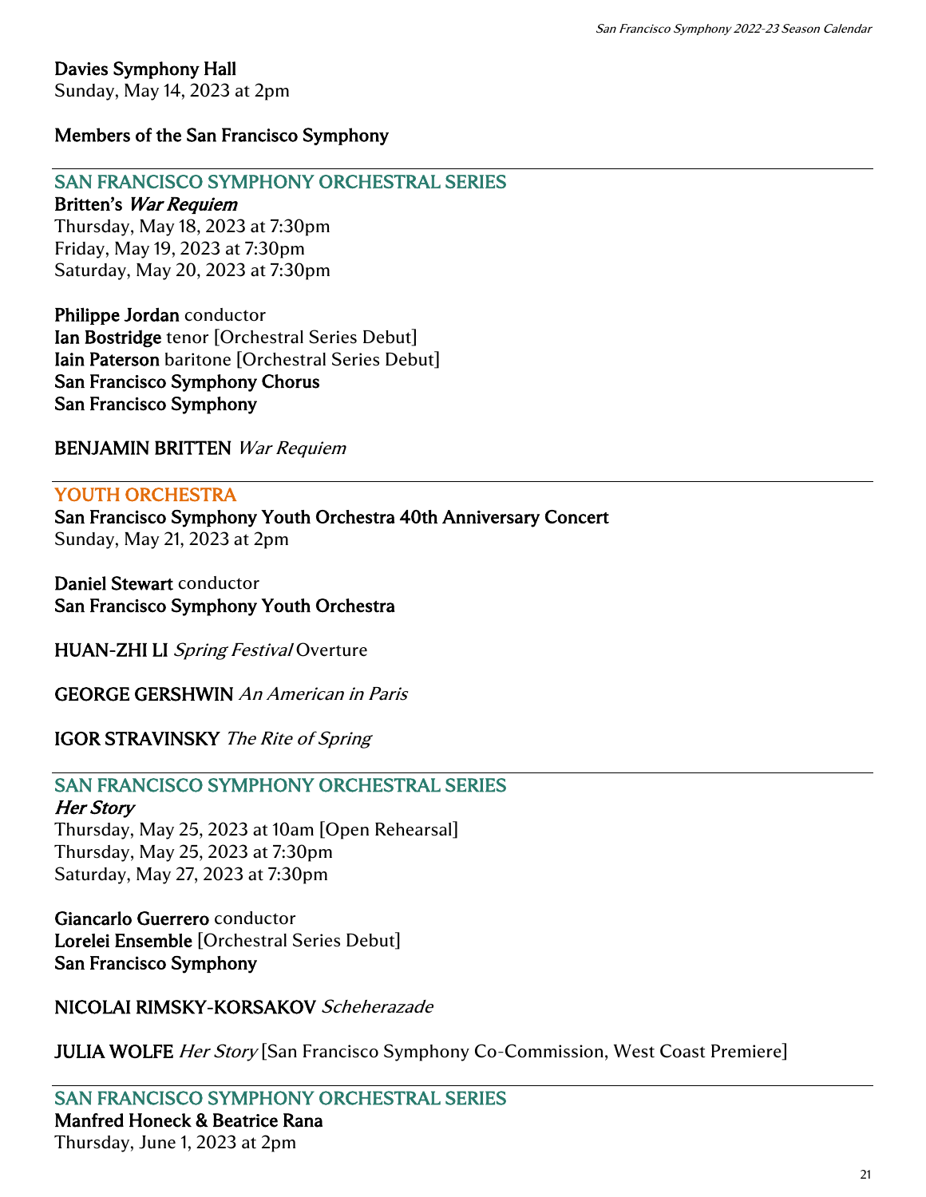**Davies Symphony Hall**
Sunday, May 14, 2023 at 2pm

**Members of the San Francisco Symphony**

---

## SAN FRANCISCO SYMPHONY ORCHESTRAL SERIES

**Britten's *War Requiem***
Thursday, May 18, 2023 at 7:30pm
Friday, May 19, 2023 at 7:30pm
Saturday, May 20, 2023 at 7:30pm

**Philippe Jordan** conductor
**Ian Bostridge** tenor [Orchestral Series Debut]
**Iain Paterson** baritone [Orchestral Series Debut]
**San Francisco Symphony Chorus**
**San Francisco Symphony**

**BENJAMIN BRITTEN** *War Requiem*

---

## YOUTH ORCHESTRA

**San Francisco Symphony Youth Orchestra 40th Anniversary Concert**
Sunday, May 21, 2023 at 2pm

**Daniel Stewart** conductor
**San Francisco Symphony Youth Orchestra**

**HUAN-ZHI LI** *Spring Festival* Overture

**GEORGE GERSHWIN** *An American in Paris*

**IGOR STRAVINSKY** *The Rite of Spring*

---

## SAN FRANCISCO SYMPHONY ORCHESTRAL SERIES

***Her Story***
Thursday, May 25, 2023 at 10am [Open Rehearsal]
Thursday, May 25, 2023 at 7:30pm
Saturday, May 27, 2023 at 7:30pm

**Giancarlo Guerrero** conductor
**Lorelei Ensemble** [Orchestral Series Debut]
**San Francisco Symphony**

**NICOLAI RIMSKY-KORSAKOV** *Scheherazade*

**JULIA WOLFE** *Her Story* [San Francisco Symphony Co-Commission, West Coast Premiere]

---

## SAN FRANCISCO SYMPHONY ORCHESTRAL SERIES

**Manfred Honeck & Beatrice Rana**
Thursday, June 1, 2023 at 2pm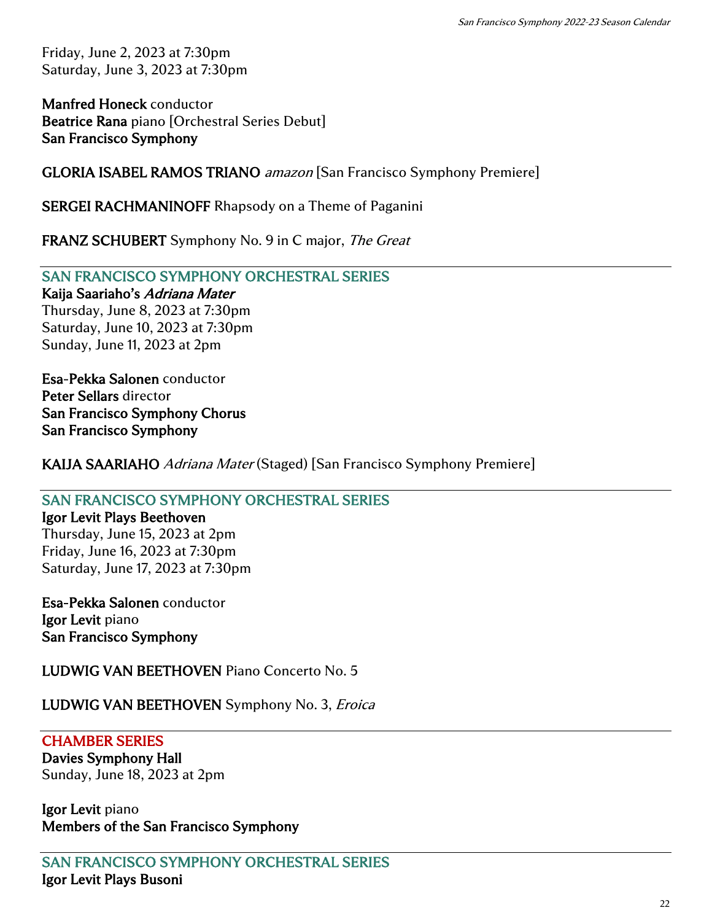Friday, June 2, 2023 at 7:30pm
Saturday, June 3, 2023 at 7:30pm

**Manfred Honeck** conductor
**Beatrice Rana** piano [Orchestral Series Debut]
**San Francisco Symphony**

**GLORIA ISABEL RAMOS TRIANO** *amazon* [San Francisco Symphony Premiere]

**SERGEI RACHMANINOFF** Rhapsody on a Theme of Paganini

**FRANZ SCHUBERT** Symphony No. 9 in C major, *The Great*

---

## SAN FRANCISCO SYMPHONY ORCHESTRAL SERIES

**Kaija Saariaho's *Adriana Mater***
Thursday, June 8, 2023 at 7:30pm
Saturday, June 10, 2023 at 7:30pm
Sunday, June 11, 2023 at 2pm

**Esa-Pekka Salonen** conductor
**Peter Sellars** director
**San Francisco Symphony Chorus**
**San Francisco Symphony**

**KAIJA SAARIAHO** *Adriana Mater* (Staged) [San Francisco Symphony Premiere]

---

## SAN FRANCISCO SYMPHONY ORCHESTRAL SERIES

**Igor Levit Plays Beethoven**
Thursday, June 15, 2023 at 2pm
Friday, June 16, 2023 at 7:30pm
Saturday, June 17, 2023 at 7:30pm

**Esa-Pekka Salonen** conductor
**Igor Levit** piano
**San Francisco Symphony**

**LUDWIG VAN BEETHOVEN** Piano Concerto No. 5

**LUDWIG VAN BEETHOVEN** Symphony No. 3, *Eroica*

---

## CHAMBER SERIES

**Davies Symphony Hall**
Sunday, June 18, 2023 at 2pm

**Igor Levit** piano
**Members of the San Francisco Symphony**

---

## SAN FRANCISCO SYMPHONY ORCHESTRAL SERIES

**Igor Levit Plays Busoni**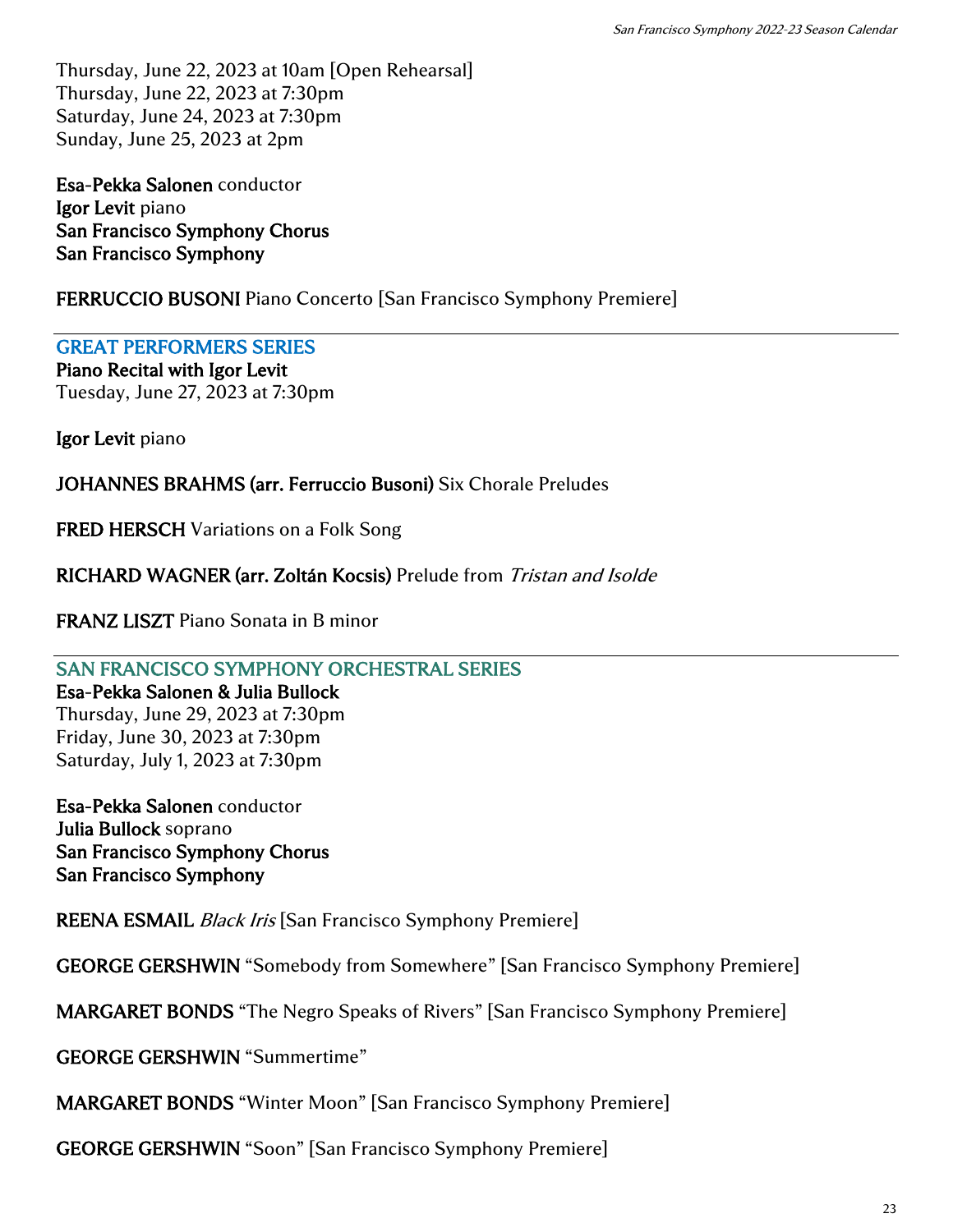Thursday, June 22, 2023 at 10am [Open Rehearsal]
Thursday, June 22, 2023 at 7:30pm
Saturday, June 24, 2023 at 7:30pm
Sunday, June 25, 2023 at 2pm

**Esa-Pekka Salonen** conductor
**Igor Levit** piano
**San Francisco Symphony Chorus**
**San Francisco Symphony**

**FERRUCCIO BUSONI** Piano Concerto [San Francisco Symphony Premiere]

---

## GREAT PERFORMERS SERIES

**Piano Recital with Igor Levit**
Tuesday, June 27, 2023 at 7:30pm

**Igor Levit** piano

**JOHANNES BRAHMS (arr. Ferruccio Busoni)** Six Chorale Preludes

**FRED HERSCH** Variations on a Folk Song

**RICHARD WAGNER (arr. Zoltán Kocsis)** Prelude from *Tristan and Isolde*

**FRANZ LISZT** Piano Sonata in B minor

---

## SAN FRANCISCO SYMPHONY ORCHESTRAL SERIES

**Esa-Pekka Salonen & Julia Bullock**
Thursday, June 29, 2023 at 7:30pm
Friday, June 30, 2023 at 7:30pm
Saturday, July 1, 2023 at 7:30pm

**Esa-Pekka Salonen** conductor
**Julia Bullock** soprano
**San Francisco Symphony Chorus**
**San Francisco Symphony**

**REENA ESMAIL** *Black Iris* [San Francisco Symphony Premiere]

**GEORGE GERSHWIN** "Somebody from Somewhere" [San Francisco Symphony Premiere]

**MARGARET BONDS** "The Negro Speaks of Rivers" [San Francisco Symphony Premiere]

**GEORGE GERSHWIN** "Summertime"

**MARGARET BONDS** "Winter Moon" [San Francisco Symphony Premiere]

**GEORGE GERSHWIN** "Soon" [San Francisco Symphony Premiere]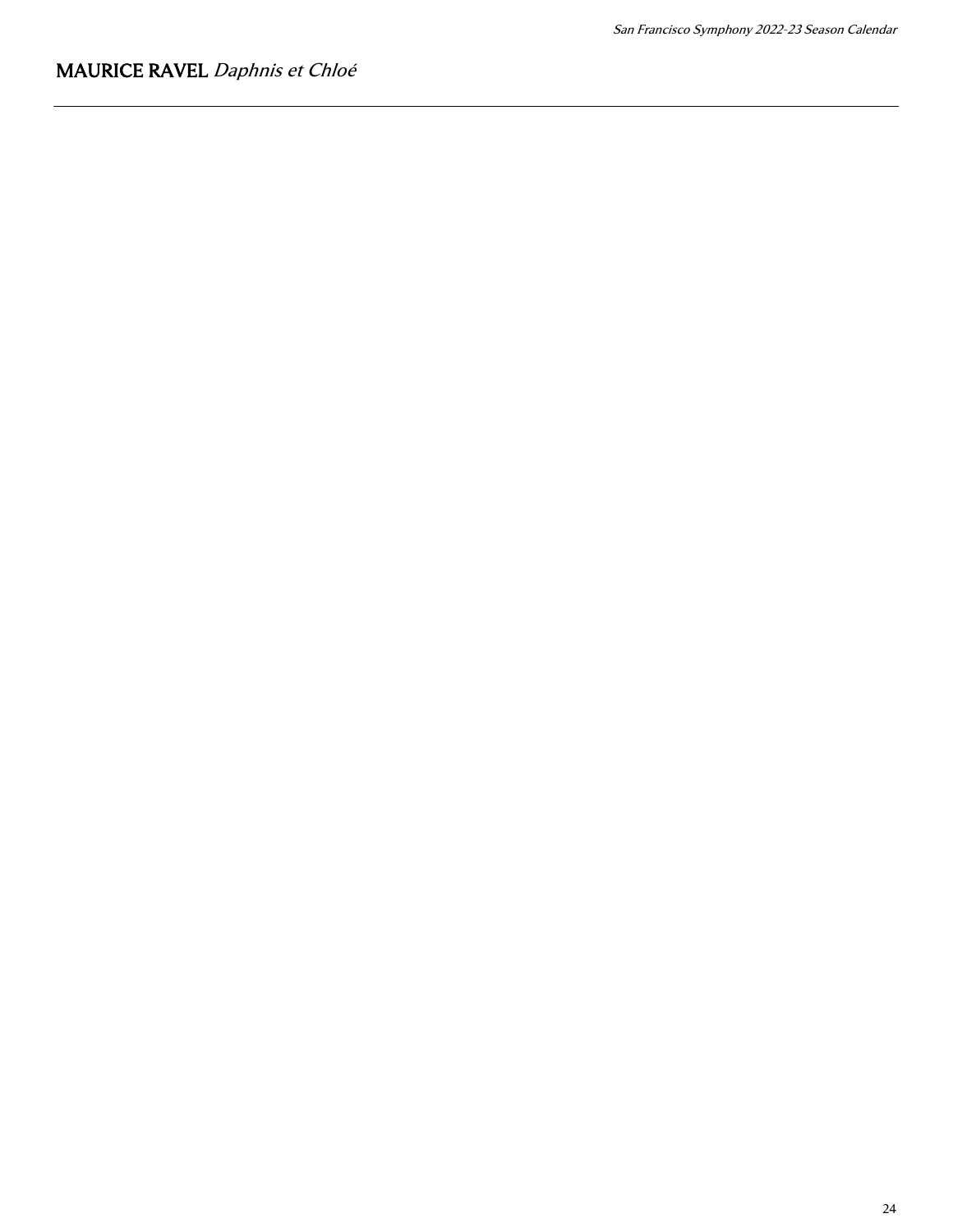**MAURICE RAVEL** *Daphnis et Chloé*

---